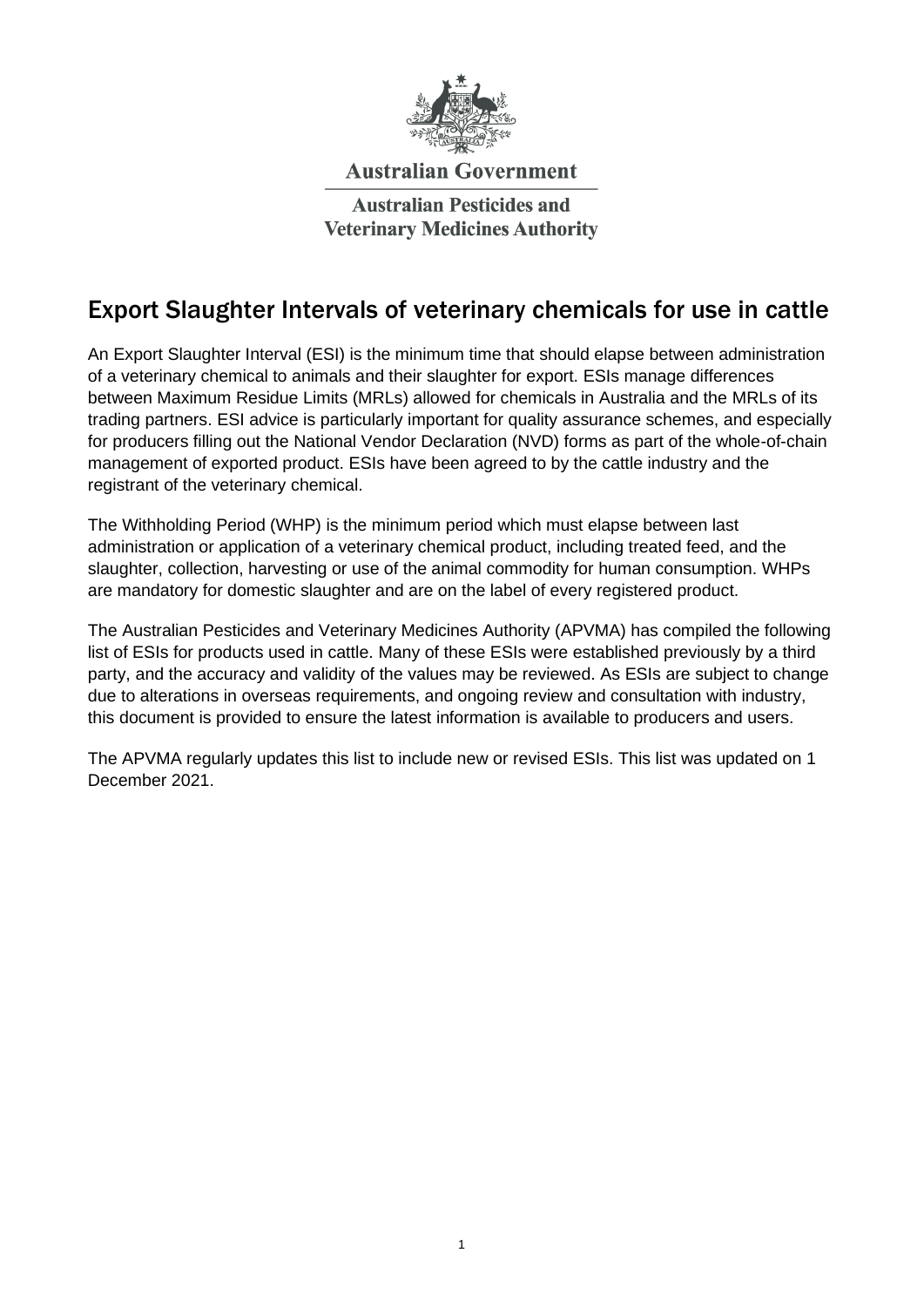Australian Government

Australian Pesticides and Veterinary Medicines Authority

# Export Slaughter Intervals of veterinary chemicals for use in cattle

An Export Slaughter Interval (ESI) is the minimum time that should elapse between administration of a veterinary chemical to animals and their slaughter for export. ESIs manage differences between Maximum Residue Limits (MRLs) allowed for chemicals in Australia and the MRLs of its trading partners. ESI advice is particularly important for quality assurance schemes, and especially for producers filling out the National Vendor Declaration (NVD) forms as part of the whole-of-chain management of exported product. ESIs have been agreed to by the cattle industry and the registrant of the veterinary chemical.

The Withholding Period (WHP) is the minimum period which must elapse between last administration or application of a veterinary chemical product, including treated feed, and the slaughter, collection, harvesting or use of the animal commodity for human consumption. WHPs are mandatory for domestic slaughter and are on the label of every registered product.

The Australian Pesticides and Veterinary Medicines Authority (APVMA) has compiled the following list of ESIs for products used in cattle. Many of these ESIs were established previously by a third party, and the accuracy and validity of the values may be reviewed. As ESIs are subject to change due to alterations in overseas requirements, and ongoing review and consultation with industry, this document is provided to ensure the latest information is available to producers and users.

The APVMA regularly updates this list to include new or revised ESIs. This list was updated on 1 December 2021.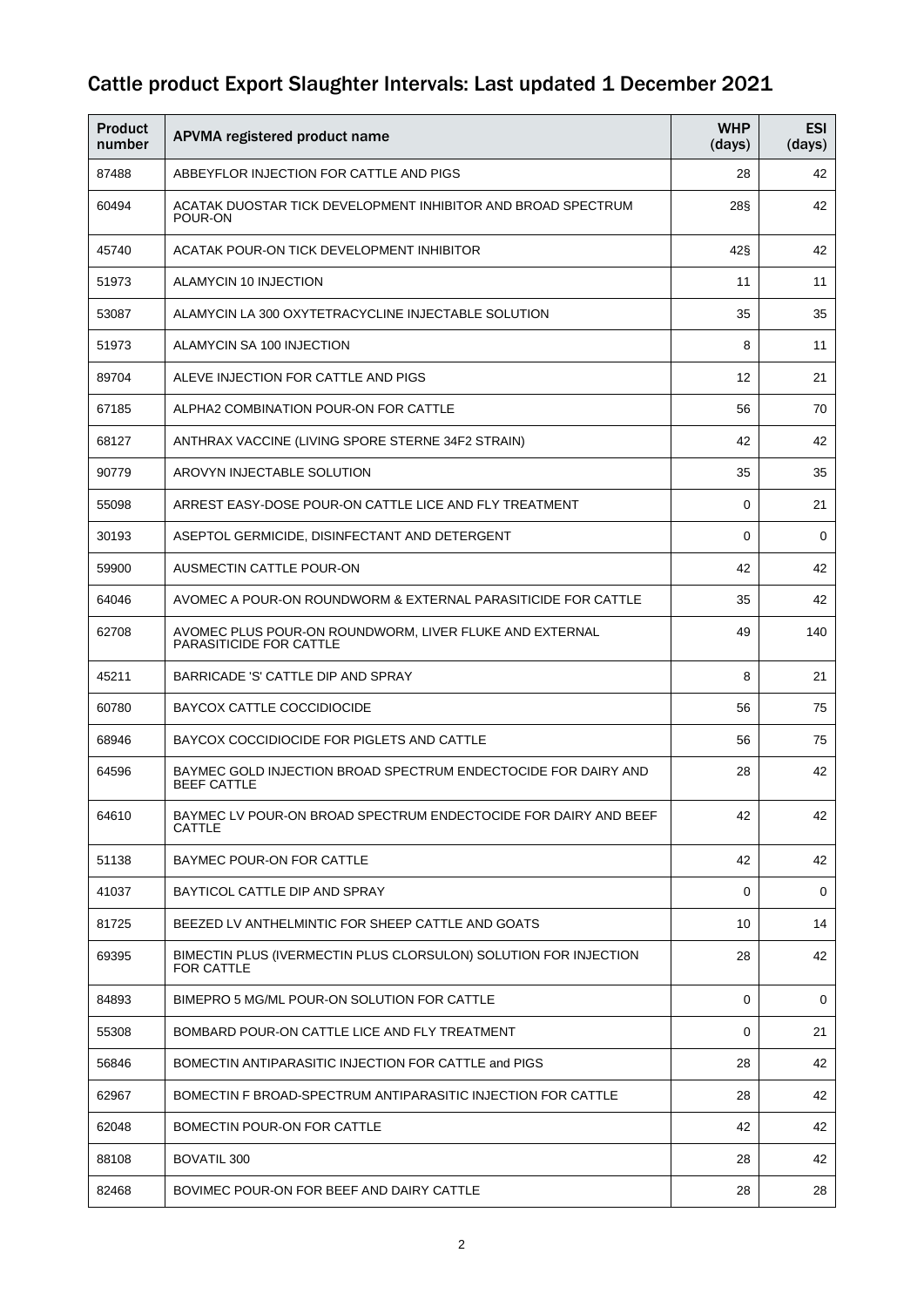# Cattle product Export Slaughter Intervals: Last updated 1 December 2021

| Product number | APVMA registered product name | WHP (days) | ESI (days) |
|---|---|---|---|
| 87488 | ABBEYFLOR INJECTION FOR CATTLE AND PIGS | 28 | 42 |
| 60494 | ACATAK DUOSTAR TICK DEVELOPMENT INHIBITOR AND BROAD SPECTRUM POUR-ON | 28§ | 42 |
| 45740 | ACATAK POUR-ON TICK DEVELOPMENT INHIBITOR | 42§ | 42 |
| 51973 | ALAMYCIN 10 INJECTION | 11 | 11 |
| 53087 | ALAMYCIN LA 300 OXYTETRACYCLINE INJECTABLE SOLUTION | 35 | 35 |
| 51973 | ALAMYCIN SA 100 INJECTION | 8 | 11 |
| 89704 | ALEVE INJECTION FOR CATTLE AND PIGS | 12 | 21 |
| 67185 | ALPHA2 COMBINATION POUR-ON FOR CATTLE | 56 | 70 |
| 68127 | ANTHRAX VACCINE (LIVING SPORE STERNE 34F2 STRAIN) | 42 | 42 |
| 90779 | AROVYN INJECTABLE SOLUTION | 35 | 35 |
| 55098 | ARREST EASY-DOSE POUR-ON CATTLE LICE AND FLY TREATMENT | 0 | 21 |
| 30193 | ASEPTOL GERMICIDE, DISINFECTANT AND DETERGENT | 0 | 0 |
| 59900 | AUSMECTIN CATTLE POUR-ON | 42 | 42 |
| 64046 | AVOMEC A POUR-ON ROUNDWORM & EXTERNAL PARASITICIDE FOR CATTLE | 35 | 42 |
| 62708 | AVOMEC PLUS POUR-ON ROUNDWORM, LIVER FLUKE AND EXTERNAL PARASITICIDE FOR CATTLE | 49 | 140 |
| 45211 | BARRICADE 'S' CATTLE DIP AND SPRAY | 8 | 21 |
| 60780 | BAYCOX CATTLE COCCIDIOCIDE | 56 | 75 |
| 68946 | BAYCOX COCCIDIOCIDE FOR PIGLETS AND CATTLE | 56 | 75 |
| 64596 | BAYMEC GOLD INJECTION BROAD SPECTRUM ENDECTOCIDE FOR DAIRY AND BEEF CATTLE | 28 | 42 |
| 64610 | BAYMEC LV POUR-ON BROAD SPECTRUM ENDECTOCIDE FOR DAIRY AND BEEF CATTLE | 42 | 42 |
| 51138 | BAYMEC POUR-ON FOR CATTLE | 42 | 42 |
| 41037 | BAYTICOL CATTLE DIP AND SPRAY | 0 | 0 |
| 81725 | BEEZED LV ANTHELMINTIC FOR SHEEP CATTLE AND GOATS | 10 | 14 |
| 69395 | BIMECTIN PLUS (IVERMECTIN PLUS CLORSULON) SOLUTION FOR INJECTION FOR CATTLE | 28 | 42 |
| 84893 | BIMEPRO 5 MG/ML POUR-ON SOLUTION FOR CATTLE | 0 | 0 |
| 55308 | BOMBARD POUR-ON CATTLE LICE AND FLY TREATMENT | 0 | 21 |
| 56846 | BOMECTIN ANTIPARASITIC INJECTION FOR CATTLE and PIGS | 28 | 42 |
| 62967 | BOMECTIN F BROAD-SPECTRUM ANTIPARASITIC INJECTION FOR CATTLE | 28 | 42 |
| 62048 | BOMECTIN POUR-ON FOR CATTLE | 42 | 42 |
| 88108 | BOVATIL 300 | 28 | 42 |
| 82468 | BOVIMEC POUR-ON FOR BEEF AND DAIRY CATTLE | 28 | 28 |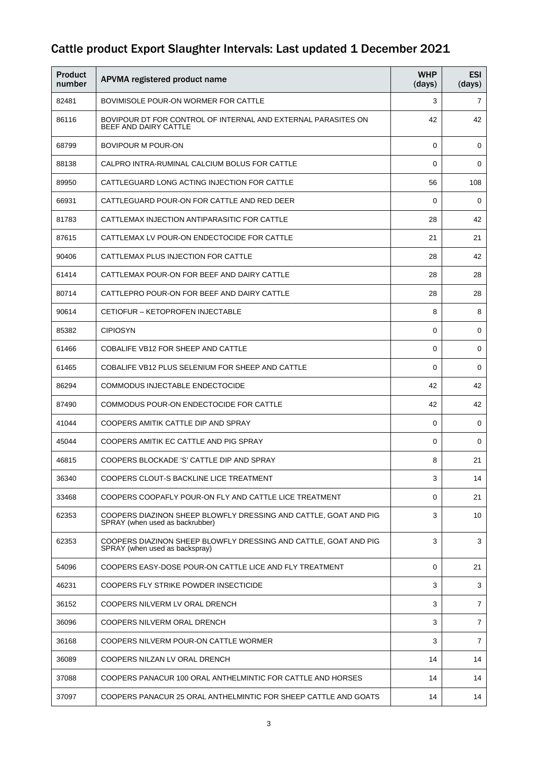## Cattle product Export Slaughter Intervals: Last updated 1 December 2021

| Product number | APVMA registered product name | WHP (days) | ESI (days) |
|---|---|---|---|
| 82481 | BOVIMISOLE POUR-ON WORMER FOR CATTLE | 3 | 7 |
| 86116 | BOVIPOUR DT FOR CONTROL OF INTERNAL AND EXTERNAL PARASITES ON BEEF AND DAIRY CATTLE | 42 | 42 |
| 68799 | BOVIPOUR M POUR-ON | 0 | 0 |
| 88138 | CALPRO INTRA-RUMINAL CALCIUM BOLUS FOR CATTLE | 0 | 0 |
| 89950 | CATTLEGUARD LONG ACTING INJECTION FOR CATTLE | 56 | 108 |
| 66931 | CATTLEGUARD POUR-ON FOR CATTLE AND RED DEER | 0 | 0 |
| 81783 | CATTLEMAX INJECTION ANTIPARASITIC FOR CATTLE | 28 | 42 |
| 87615 | CATTLEMAX LV POUR-ON ENDECTOCIDE FOR CATTLE | 21 | 21 |
| 90406 | CATTLEMAX PLUS INJECTION FOR CATTLE | 28 | 42 |
| 61414 | CATTLEMAX POUR-ON FOR BEEF AND DAIRY CATTLE | 28 | 28 |
| 80714 | CATTLEPRO POUR-ON FOR BEEF AND DAIRY CATTLE | 28 | 28 |
| 90614 | CETIOFUR – KETOPROFEN INJECTABLE | 8 | 8 |
| 85382 | CIPIOSYN | 0 | 0 |
| 61466 | COBALIFE VB12 FOR SHEEP AND CATTLE | 0 | 0 |
| 61465 | COBALIFE VB12 PLUS SELENIUM FOR SHEEP AND CATTLE | 0 | 0 |
| 86294 | COMMODUS INJECTABLE ENDECTOCIDE | 42 | 42 |
| 87490 | COMMODUS POUR-ON ENDECTOCIDE FOR CATTLE | 42 | 42 |
| 41044 | COOPERS AMITIK CATTLE DIP AND SPRAY | 0 | 0 |
| 45044 | COOPERS AMITIK EC CATTLE AND PIG SPRAY | 0 | 0 |
| 46815 | COOPERS BLOCKADE 'S' CATTLE DIP AND SPRAY | 8 | 21 |
| 36340 | COOPERS CLOUT-S BACKLINE LICE TREATMENT | 3 | 14 |
| 33468 | COOPERS COOPAFLY POUR-ON FLY AND CATTLE LICE TREATMENT | 0 | 21 |
| 62353 | COOPERS DIAZINON SHEEP BLOWFLY DRESSING AND CATTLE, GOAT AND PIG SPRAY (when used as backrubber) | 3 | 10 |
| 62353 | COOPERS DIAZINON SHEEP BLOWFLY DRESSING AND CATTLE, GOAT AND PIG SPRAY (when used as backspray) | 3 | 3 |
| 54096 | COOPERS EASY-DOSE POUR-ON CATTLE LICE AND FLY TREATMENT | 0 | 21 |
| 46231 | COOPERS FLY STRIKE POWDER INSECTICIDE | 3 | 3 |
| 36152 | COOPERS NILVERM LV ORAL DRENCH | 3 | 7 |
| 36096 | COOPERS NILVERM ORAL DRENCH | 3 | 7 |
| 36168 | COOPERS NILVERM POUR-ON CATTLE WORMER | 3 | 7 |
| 36089 | COOPERS NILZAN LV ORAL DRENCH | 14 | 14 |
| 37088 | COOPERS PANACUR 100 ORAL ANTHELMINTIC FOR CATTLE AND HORSES | 14 | 14 |
| 37097 | COOPERS PANACUR 25 ORAL ANTHELMINTIC FOR SHEEP CATTLE AND GOATS | 14 | 14 |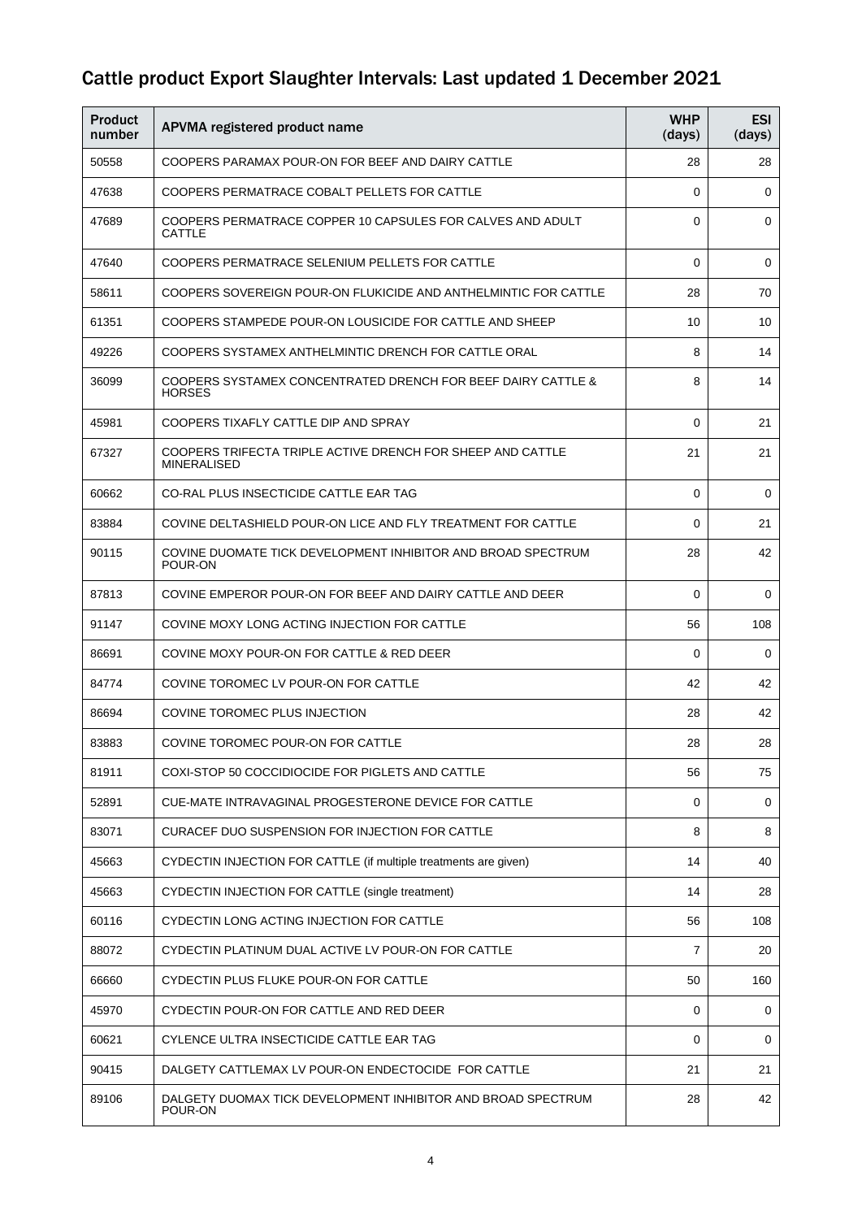## Cattle product Export Slaughter Intervals: Last updated 1 December 2021

| Product number | APVMA registered product name | WHP (days) | ESI (days) |
|---|---|---|---|
| 50558 | COOPERS PARAMAX POUR-ON FOR BEEF AND DAIRY CATTLE | 28 | 28 |
| 47638 | COOPERS PERMATRACE COBALT PELLETS FOR CATTLE | 0 | 0 |
| 47689 | COOPERS PERMATRACE COPPER 10 CAPSULES FOR CALVES AND ADULT CATTLE | 0 | 0 |
| 47640 | COOPERS PERMATRACE SELENIUM PELLETS FOR CATTLE | 0 | 0 |
| 58611 | COOPERS SOVEREIGN POUR-ON FLUKICIDE AND ANTHELMINTIC FOR CATTLE | 28 | 70 |
| 61351 | COOPERS STAMPEDE POUR-ON LOUSICIDE FOR CATTLE AND SHEEP | 10 | 10 |
| 49226 | COOPERS SYSTAMEX ANTHELMINTIC DRENCH FOR CATTLE ORAL | 8 | 14 |
| 36099 | COOPERS SYSTAMEX CONCENTRATED DRENCH FOR BEEF DAIRY CATTLE & HORSES | 8 | 14 |
| 45981 | COOPERS TIXAFLY CATTLE DIP AND SPRAY | 0 | 21 |
| 67327 | COOPERS TRIFECTA TRIPLE ACTIVE DRENCH FOR SHEEP AND CATTLE MINERALISED | 21 | 21 |
| 60662 | CO-RAL PLUS INSECTICIDE CATTLE EAR TAG | 0 | 0 |
| 83884 | COVINE DELTASHIELD POUR-ON LICE AND FLY TREATMENT FOR CATTLE | 0 | 21 |
| 90115 | COVINE DUOMATE TICK DEVELOPMENT INHIBITOR AND BROAD SPECTRUM POUR-ON | 28 | 42 |
| 87813 | COVINE EMPEROR POUR-ON FOR BEEF AND DAIRY CATTLE AND DEER | 0 | 0 |
| 91147 | COVINE MOXY LONG ACTING INJECTION FOR CATTLE | 56 | 108 |
| 86691 | COVINE MOXY POUR-ON FOR CATTLE & RED DEER | 0 | 0 |
| 84774 | COVINE TOROMEC LV POUR-ON FOR CATTLE | 42 | 42 |
| 86694 | COVINE TOROMEC PLUS INJECTION | 28 | 42 |
| 83883 | COVINE TOROMEC POUR-ON FOR CATTLE | 28 | 28 |
| 81911 | COXI-STOP 50 COCCIDIOCIDE FOR PIGLETS AND CATTLE | 56 | 75 |
| 52891 | CUE-MATE INTRAVAGINAL PROGESTERONE DEVICE FOR CATTLE | 0 | 0 |
| 83071 | CURACEF DUO SUSPENSION FOR INJECTION FOR CATTLE | 8 | 8 |
| 45663 | CYDECTIN INJECTION FOR CATTLE (if multiple treatments are given) | 14 | 40 |
| 45663 | CYDECTIN INJECTION FOR CATTLE (single treatment) | 14 | 28 |
| 60116 | CYDECTIN LONG ACTING INJECTION FOR CATTLE | 56 | 108 |
| 88072 | CYDECTIN PLATINUM DUAL ACTIVE LV POUR-ON FOR CATTLE | 7 | 20 |
| 66660 | CYDECTIN PLUS FLUKE POUR-ON FOR CATTLE | 50 | 160 |
| 45970 | CYDECTIN POUR-ON FOR CATTLE AND RED DEER | 0 | 0 |
| 60621 | CYLENCE ULTRA INSECTICIDE CATTLE EAR TAG | 0 | 0 |
| 90415 | DALGETY CATTLEMAX LV POUR-ON ENDECTOCIDE FOR CATTLE | 21 | 21 |
| 89106 | DALGETY DUOMAX TICK DEVELOPMENT INHIBITOR AND BROAD SPECTRUM POUR-ON | 28 | 42 |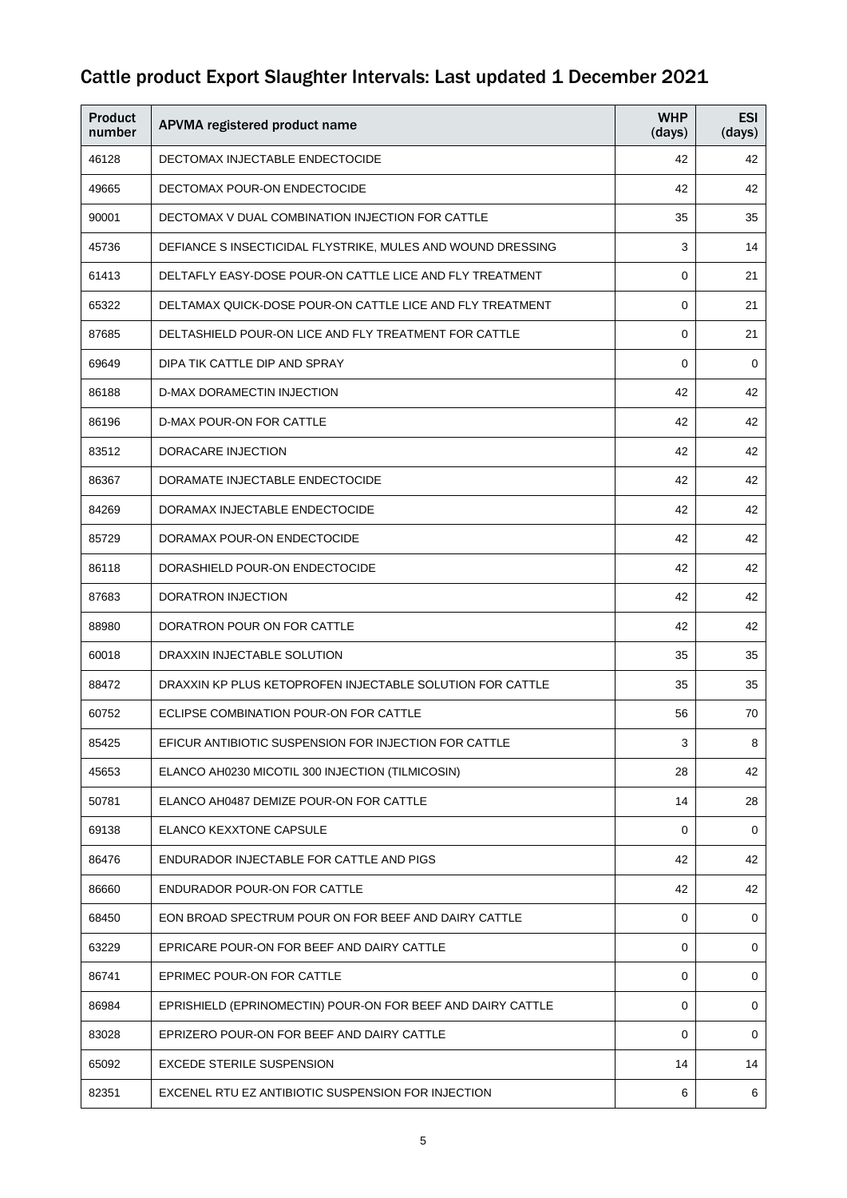# Cattle product Export Slaughter Intervals: Last updated 1 December 2021

| Product number | APVMA registered product name | WHP (days) | ESI (days) |
|---|---|---|---|
| 46128 | DECTOMAX INJECTABLE ENDECTOCIDE | 42 | 42 |
| 49665 | DECTOMAX POUR-ON ENDECTOCIDE | 42 | 42 |
| 90001 | DECTOMAX V DUAL COMBINATION INJECTION FOR CATTLE | 35 | 35 |
| 45736 | DEFIANCE S INSECTICIDAL FLYSTRIKE, MULES AND WOUND DRESSING | 3 | 14 |
| 61413 | DELTAFLY EASY-DOSE POUR-ON CATTLE LICE AND FLY TREATMENT | 0 | 21 |
| 65322 | DELTAMAX QUICK-DOSE POUR-ON CATTLE LICE AND FLY TREATMENT | 0 | 21 |
| 87685 | DELTASHIELD POUR-ON LICE AND FLY TREATMENT FOR CATTLE | 0 | 21 |
| 69649 | DIPA TIK CATTLE DIP AND SPRAY | 0 | 0 |
| 86188 | D-MAX DORAMECTIN INJECTION | 42 | 42 |
| 86196 | D-MAX POUR-ON FOR CATTLE | 42 | 42 |
| 83512 | DORACARE INJECTION | 42 | 42 |
| 86367 | DORAMATE INJECTABLE ENDECTOCIDE | 42 | 42 |
| 84269 | DORAMAX INJECTABLE ENDECTOCIDE | 42 | 42 |
| 85729 | DORAMAX POUR-ON ENDECTOCIDE | 42 | 42 |
| 86118 | DORASHIELD POUR-ON ENDECTOCIDE | 42 | 42 |
| 87683 | DORATRON INJECTION | 42 | 42 |
| 88980 | DORATRON POUR ON FOR CATTLE | 42 | 42 |
| 60018 | DRAXXIN INJECTABLE SOLUTION | 35 | 35 |
| 88472 | DRAXXIN KP PLUS KETOPROFEN INJECTABLE SOLUTION FOR CATTLE | 35 | 35 |
| 60752 | ECLIPSE COMBINATION POUR-ON FOR CATTLE | 56 | 70 |
| 85425 | EFICUR ANTIBIOTIC SUSPENSION FOR INJECTION FOR CATTLE | 3 | 8 |
| 45653 | ELANCO AH0230 MICOTIL 300 INJECTION (TILMICOSIN) | 28 | 42 |
| 50781 | ELANCO AH0487 DEMIZE POUR-ON FOR CATTLE | 14 | 28 |
| 69138 | ELANCO KEXXTONE CAPSULE | 0 | 0 |
| 86476 | ENDURADOR INJECTABLE FOR CATTLE AND PIGS | 42 | 42 |
| 86660 | ENDURADOR POUR-ON FOR CATTLE | 42 | 42 |
| 68450 | EON BROAD SPECTRUM POUR ON FOR BEEF AND DAIRY CATTLE | 0 | 0 |
| 63229 | EPRICARE POUR-ON FOR BEEF AND DAIRY CATTLE | 0 | 0 |
| 86741 | EPRIMEC POUR-ON FOR CATTLE | 0 | 0 |
| 86984 | EPRISHIELD (EPRINOMECTIN) POUR-ON FOR BEEF AND DAIRY CATTLE | 0 | 0 |
| 83028 | EPRIZERO POUR-ON FOR BEEF AND DAIRY CATTLE | 0 | 0 |
| 65092 | EXCEDE STERILE SUSPENSION | 14 | 14 |
| 82351 | EXCENEL RTU EZ ANTIBIOTIC SUSPENSION FOR INJECTION | 6 | 6 |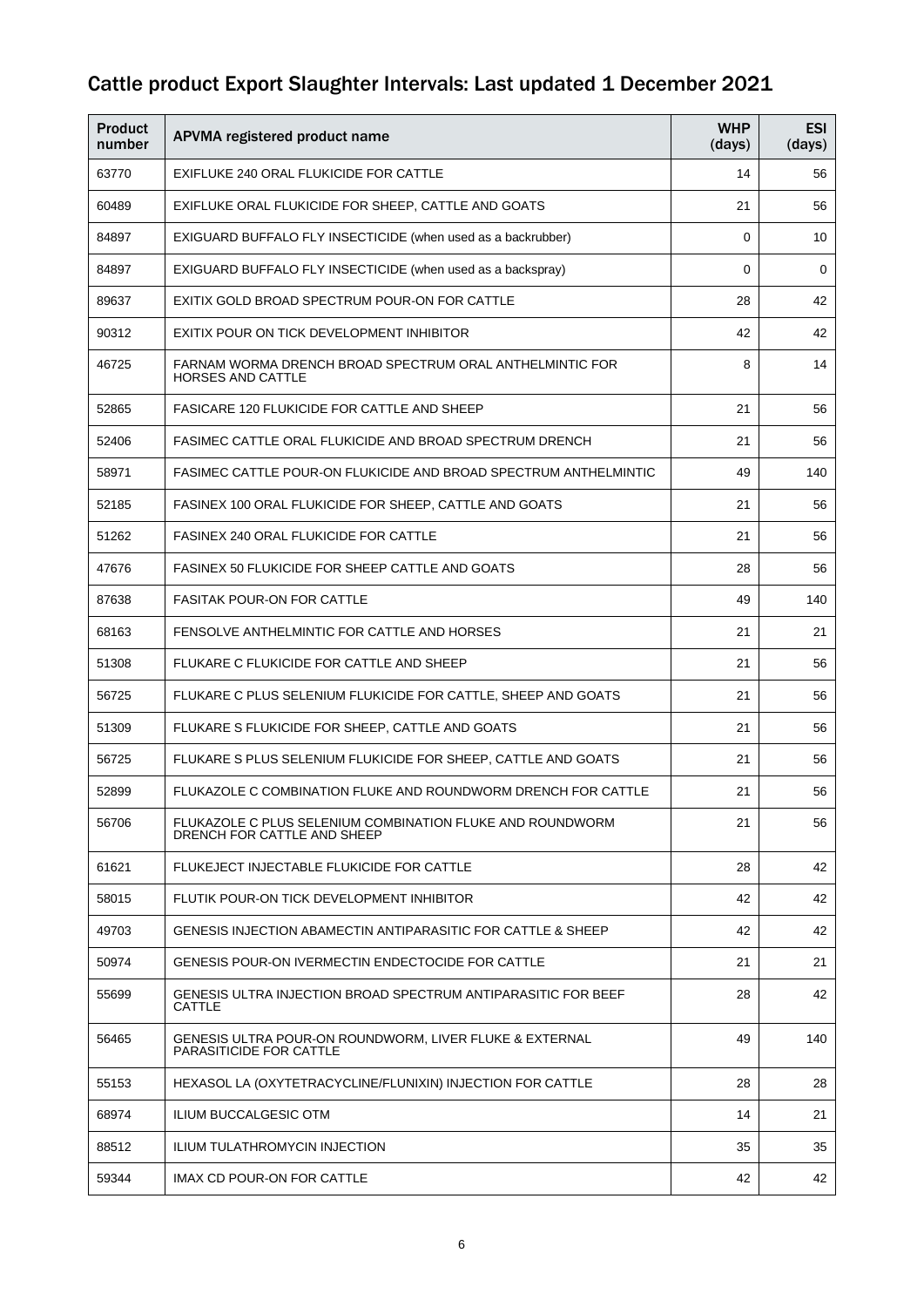# Cattle product Export Slaughter Intervals: Last updated 1 December 2021

| Product number | APVMA registered product name | WHP (days) | ESI (days) |
|---|---|---|---|
| 63770 | EXIFLUKE 240 ORAL FLUKICIDE FOR CATTLE | 14 | 56 |
| 60489 | EXIFLUKE ORAL FLUKICIDE FOR SHEEP, CATTLE AND GOATS | 21 | 56 |
| 84897 | EXIGUARD BUFFALO FLY INSECTICIDE (when used as a backrubber) | 0 | 10 |
| 84897 | EXIGUARD BUFFALO FLY INSECTICIDE (when used as a backspray) | 0 | 0 |
| 89637 | EXITIX GOLD BROAD SPECTRUM POUR-ON FOR CATTLE | 28 | 42 |
| 90312 | EXITIX POUR ON TICK DEVELOPMENT INHIBITOR | 42 | 42 |
| 46725 | FARNAM WORMA DRENCH BROAD SPECTRUM ORAL ANTHELMINTIC FOR HORSES AND CATTLE | 8 | 14 |
| 52865 | FASICARE 120 FLUKICIDE FOR CATTLE AND SHEEP | 21 | 56 |
| 52406 | FASIMEC CATTLE ORAL FLUKICIDE AND BROAD SPECTRUM DRENCH | 21 | 56 |
| 58971 | FASIMEC CATTLE POUR-ON FLUKICIDE AND BROAD SPECTRUM ANTHELMINTIC | 49 | 140 |
| 52185 | FASINEX 100 ORAL FLUKICIDE FOR SHEEP, CATTLE AND GOATS | 21 | 56 |
| 51262 | FASINEX 240 ORAL FLUKICIDE FOR CATTLE | 21 | 56 |
| 47676 | FASINEX 50 FLUKICIDE FOR SHEEP CATTLE AND GOATS | 28 | 56 |
| 87638 | FASITAK POUR-ON FOR CATTLE | 49 | 140 |
| 68163 | FENSOLVE ANTHELMINTIC FOR CATTLE AND HORSES | 21 | 21 |
| 51308 | FLUKARE C FLUKICIDE FOR CATTLE AND SHEEP | 21 | 56 |
| 56725 | FLUKARE C PLUS SELENIUM FLUKICIDE FOR CATTLE, SHEEP AND GOATS | 21 | 56 |
| 51309 | FLUKARE S FLUKICIDE FOR SHEEP, CATTLE AND GOATS | 21 | 56 |
| 56725 | FLUKARE S PLUS SELENIUM FLUKICIDE FOR SHEEP, CATTLE AND GOATS | 21 | 56 |
| 52899 | FLUKAZOLE C COMBINATION FLUKE AND ROUNDWORM DRENCH FOR CATTLE | 21 | 56 |
| 56706 | FLUKAZOLE C PLUS SELENIUM COMBINATION FLUKE AND ROUNDWORM DRENCH FOR CATTLE AND SHEEP | 21 | 56 |
| 61621 | FLUKEJECT INJECTABLE FLUKICIDE FOR CATTLE | 28 | 42 |
| 58015 | FLUTIK POUR-ON TICK DEVELOPMENT INHIBITOR | 42 | 42 |
| 49703 | GENESIS INJECTION ABAMECTIN ANTIPARASITIC FOR CATTLE & SHEEP | 42 | 42 |
| 50974 | GENESIS POUR-ON IVERMECTIN ENDECTOCIDE FOR CATTLE | 21 | 21 |
| 55699 | GENESIS ULTRA INJECTION BROAD SPECTRUM ANTIPARASITIC FOR BEEF CATTLE | 28 | 42 |
| 56465 | GENESIS ULTRA POUR-ON ROUNDWORM, LIVER FLUKE & EXTERNAL PARASITICIDE FOR CATTLE | 49 | 140 |
| 55153 | HEXASOL LA (OXYTETRACYCLINE/FLUNIXIN) INJECTION FOR CATTLE | 28 | 28 |
| 68974 | ILIUM BUCCALGESIC OTM | 14 | 21 |
| 88512 | ILIUM TULATHROMYCIN INJECTION | 35 | 35 |
| 59344 | IMAX CD POUR-ON FOR CATTLE | 42 | 42 |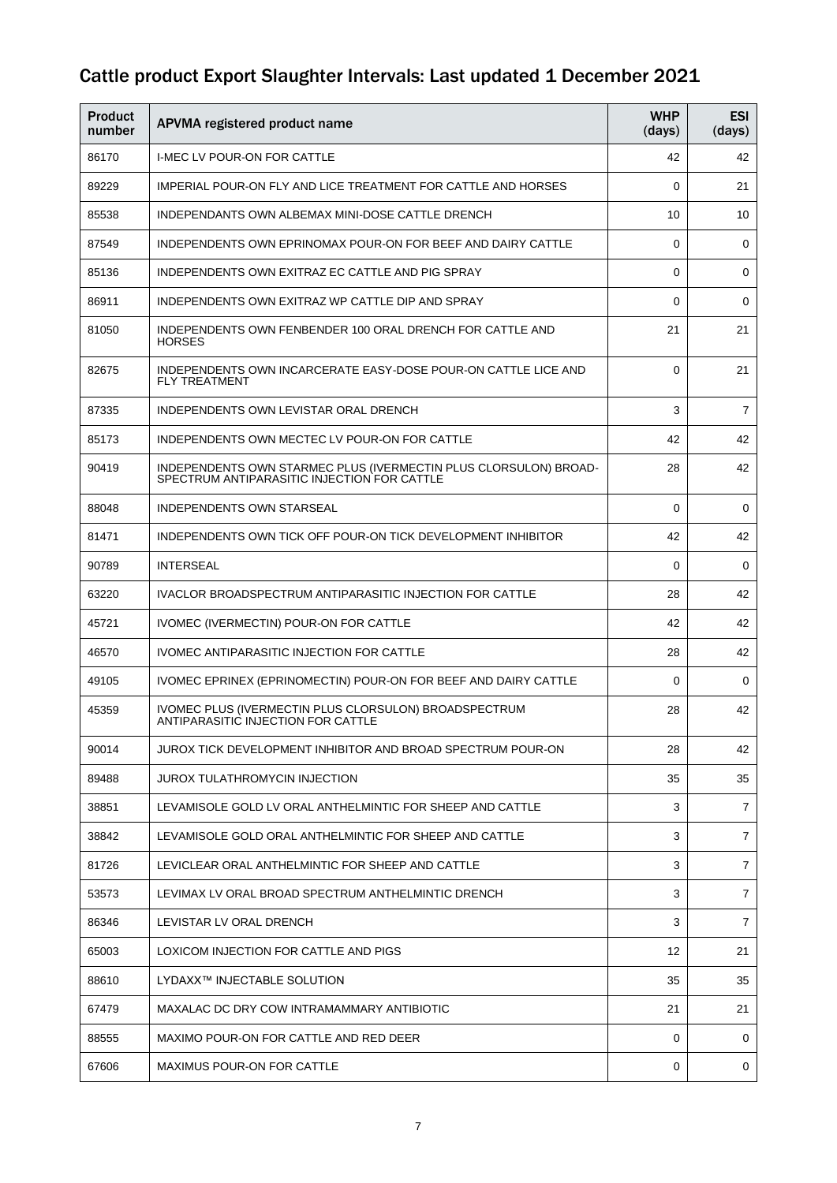## Cattle product Export Slaughter Intervals: Last updated 1 December 2021

| Product number | APVMA registered product name | WHP (days) | ESI (days) |
|---|---|---|---|
| 86170 | I-MEC LV POUR-ON FOR CATTLE | 42 | 42 |
| 89229 | IMPERIAL POUR-ON FLY AND LICE TREATMENT FOR CATTLE AND HORSES | 0 | 21 |
| 85538 | INDEPENDANTS OWN ALBEMAX MINI-DOSE CATTLE DRENCH | 10 | 10 |
| 87549 | INDEPENDENTS OWN EPRINOMAX POUR-ON FOR BEEF AND DAIRY CATTLE | 0 | 0 |
| 85136 | INDEPENDENTS OWN EXITRAZ EC CATTLE AND PIG SPRAY | 0 | 0 |
| 86911 | INDEPENDENTS OWN EXITRAZ WP CATTLE DIP AND SPRAY | 0 | 0 |
| 81050 | INDEPENDENTS OWN FENBENDER 100 ORAL DRENCH FOR CATTLE AND HORSES | 21 | 21 |
| 82675 | INDEPENDENTS OWN INCARCERATE EASY-DOSE POUR-ON CATTLE LICE AND FLY TREATMENT | 0 | 21 |
| 87335 | INDEPENDENTS OWN LEVISTAR ORAL DRENCH | 3 | 7 |
| 85173 | INDEPENDENTS OWN MECTEC LV POUR-ON FOR CATTLE | 42 | 42 |
| 90419 | INDEPENDENTS OWN STARMEC PLUS (IVERMECTIN PLUS CLORSULON) BROAD-SPECTRUM ANTIPARASITIC INJECTION FOR CATTLE | 28 | 42 |
| 88048 | INDEPENDENTS OWN STARSEAL | 0 | 0 |
| 81471 | INDEPENDENTS OWN TICK OFF POUR-ON TICK DEVELOPMENT INHIBITOR | 42 | 42 |
| 90789 | INTERSEAL | 0 | 0 |
| 63220 | IVACLOR BROADSPECTRUM ANTIPARASITIC INJECTION FOR CATTLE | 28 | 42 |
| 45721 | IVOMEC (IVERMECTIN) POUR-ON FOR CATTLE | 42 | 42 |
| 46570 | IVOMEC ANTIPARASITIC INJECTION FOR CATTLE | 28 | 42 |
| 49105 | IVOMEC EPRINEX (EPRINOMECTIN) POUR-ON FOR BEEF AND DAIRY CATTLE | 0 | 0 |
| 45359 | IVOMEC PLUS (IVERMECTIN PLUS CLORSULON) BROADSPECTRUM ANTIPARASITIC INJECTION FOR CATTLE | 28 | 42 |
| 90014 | JUROX TICK DEVELOPMENT INHIBITOR AND BROAD SPECTRUM POUR-ON | 28 | 42 |
| 89488 | JUROX TULATHROMYCIN INJECTION | 35 | 35 |
| 38851 | LEVAMISOLE GOLD LV ORAL ANTHELMINTIC FOR SHEEP AND CATTLE | 3 | 7 |
| 38842 | LEVAMISOLE GOLD ORAL ANTHELMINTIC FOR SHEEP AND CATTLE | 3 | 7 |
| 81726 | LEVICLEAR ORAL ANTHELMINTIC FOR SHEEP AND CATTLE | 3 | 7 |
| 53573 | LEVIMAX LV ORAL BROAD SPECTRUM ANTHELMINTIC DRENCH | 3 | 7 |
| 86346 | LEVISTAR LV ORAL DRENCH | 3 | 7 |
| 65003 | LOXICOM INJECTION FOR CATTLE AND PIGS | 12 | 21 |
| 88610 | LYDAXX™ INJECTABLE SOLUTION | 35 | 35 |
| 67479 | MAXALAC DC DRY COW INTRAMAMMARY ANTIBIOTIC | 21 | 21 |
| 88555 | MAXIMO POUR-ON FOR CATTLE AND RED DEER | 0 | 0 |
| 67606 | MAXIMUS POUR-ON FOR CATTLE | 0 | 0 |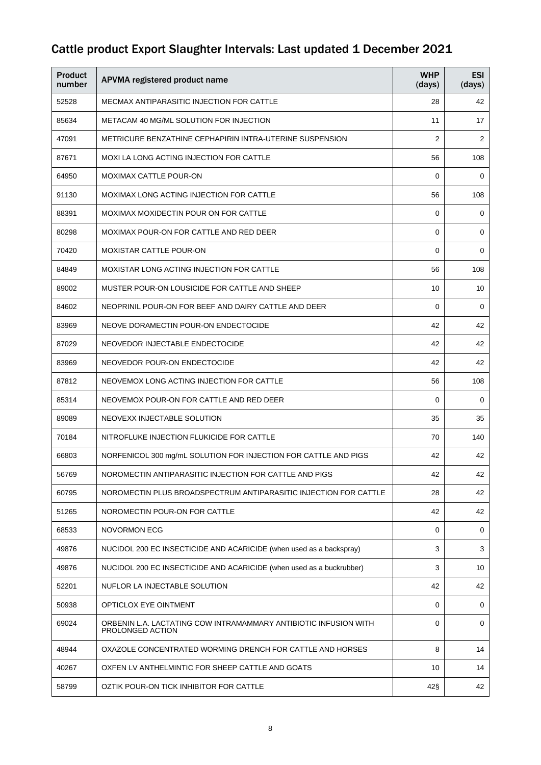# Cattle product Export Slaughter Intervals: Last updated 1 December 2021

| Product number | APVMA registered product name | WHP (days) | ESI (days) |
|---|---|---|---|
| 52528 | MECMAX ANTIPARASITIC INJECTION FOR CATTLE | 28 | 42 |
| 85634 | METACAM 40 MG/ML SOLUTION FOR INJECTION | 11 | 17 |
| 47091 | METRICURE BENZATHINE CEPHAPIRIN INTRA-UTERINE SUSPENSION | 2 | 2 |
| 87671 | MOXI LA LONG ACTING INJECTION FOR CATTLE | 56 | 108 |
| 64950 | MOXIMAX CATTLE POUR-ON | 0 | 0 |
| 91130 | MOXIMAX LONG ACTING INJECTION FOR CATTLE | 56 | 108 |
| 88391 | MOXIMAX MOXIDECTIN POUR ON FOR CATTLE | 0 | 0 |
| 80298 | MOXIMAX POUR-ON FOR CATTLE AND RED DEER | 0 | 0 |
| 70420 | MOXISTAR CATTLE POUR-ON | 0 | 0 |
| 84849 | MOXISTAR LONG ACTING INJECTION FOR CATTLE | 56 | 108 |
| 89002 | MUSTER POUR-ON LOUSICIDE FOR CATTLE AND SHEEP | 10 | 10 |
| 84602 | NEOPRINIL POUR-ON FOR BEEF AND DAIRY CATTLE AND DEER | 0 | 0 |
| 83969 | NEOVE DORAMECTIN POUR-ON ENDECTOCIDE | 42 | 42 |
| 87029 | NEOVEDOR INJECTABLE ENDECTOCIDE | 42 | 42 |
| 83969 | NEOVEDOR POUR-ON ENDECTOCIDE | 42 | 42 |
| 87812 | NEOVEMOX LONG ACTING INJECTION FOR CATTLE | 56 | 108 |
| 85314 | NEOVEMOX POUR-ON FOR CATTLE AND RED DEER | 0 | 0 |
| 89089 | NEOVEXX INJECTABLE SOLUTION | 35 | 35 |
| 70184 | NITROFLUKE INJECTION FLUKICIDE FOR CATTLE | 70 | 140 |
| 66803 | NORFENICOL 300 mg/mL SOLUTION FOR INJECTION FOR CATTLE AND PIGS | 42 | 42 |
| 56769 | NOROMECTIN ANTIPARASITIC INJECTION FOR CATTLE AND PIGS | 42 | 42 |
| 60795 | NOROMECTIN PLUS BROADSPECTRUM ANTIPARASITIC INJECTION FOR CATTLE | 28 | 42 |
| 51265 | NOROMECTIN POUR-ON FOR CATTLE | 42 | 42 |
| 68533 | NOVORMON ECG | 0 | 0 |
| 49876 | NUCIDOL 200 EC INSECTICIDE AND ACARICIDE (when used as a backspray) | 3 | 3 |
| 49876 | NUCIDOL 200 EC INSECTICIDE AND ACARICIDE (when used as a buckrubber) | 3 | 10 |
| 52201 | NUFLOR LA INJECTABLE SOLUTION | 42 | 42 |
| 50938 | OPTICLOX EYE OINTMENT | 0 | 0 |
| 69024 | ORBENIN L.A. LACTATING COW INTRAMAMMARY ANTIBIOTIC INFUSION WITH PROLONGED ACTION | 0 | 0 |
| 48944 | OXAZOLE CONCENTRATED WORMING DRENCH FOR CATTLE AND HORSES | 8 | 14 |
| 40267 | OXFEN LV ANTHELMINTIC FOR SHEEP CATTLE AND GOATS | 10 | 14 |
| 58799 | OZTIK POUR-ON TICK INHIBITOR FOR CATTLE | 42§ | 42 |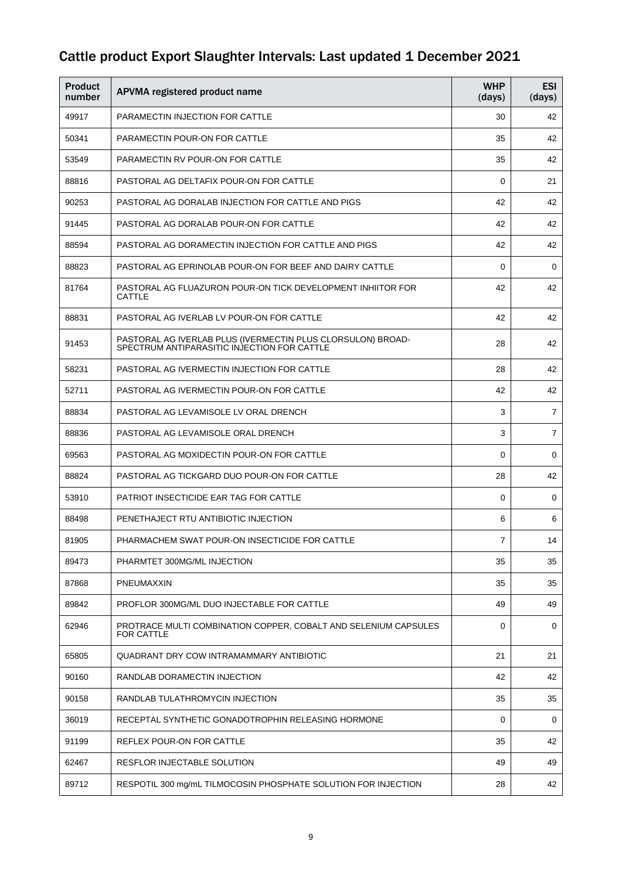## Cattle product Export Slaughter Intervals: Last updated 1 December 2021

| Product number | APVMA registered product name | WHP (days) | ESI (days) |
|---|---|---|---|
| 49917 | PARAMECTIN INJECTION FOR CATTLE | 30 | 42 |
| 50341 | PARAMECTIN POUR-ON FOR CATTLE | 35 | 42 |
| 53549 | PARAMECTIN RV POUR-ON FOR CATTLE | 35 | 42 |
| 88816 | PASTORAL AG DELTAFIX POUR-ON FOR CATTLE | 0 | 21 |
| 90253 | PASTORAL AG DORALAB INJECTION FOR CATTLE AND PIGS | 42 | 42 |
| 91445 | PASTORAL AG DORALAB POUR-ON FOR CATTLE | 42 | 42 |
| 88594 | PASTORAL AG DORAMECTIN INJECTION FOR CATTLE AND PIGS | 42 | 42 |
| 88823 | PASTORAL AG EPRINOLAB POUR-ON FOR BEEF AND DAIRY CATTLE | 0 | 0 |
| 81764 | PASTORAL AG FLUAZURON POUR-ON TICK DEVELOPMENT INHIITOR FOR CATTLE | 42 | 42 |
| 88831 | PASTORAL AG IVERLAB LV POUR-ON FOR CATTLE | 42 | 42 |
| 91453 | PASTORAL AG IVERLAB PLUS (IVERMECTIN PLUS CLORSULON) BROAD-SPECTRUM ANTIPARASITIC INJECTION FOR CATTLE | 28 | 42 |
| 58231 | PASTORAL AG IVERMECTIN INJECTION FOR CATTLE | 28 | 42 |
| 52711 | PASTORAL AG IVERMECTIN POUR-ON FOR CATTLE | 42 | 42 |
| 88834 | PASTORAL AG LEVAMISOLE LV ORAL DRENCH | 3 | 7 |
| 88836 | PASTORAL AG LEVAMISOLE ORAL DRENCH | 3 | 7 |
| 69563 | PASTORAL AG MOXIDECTIN POUR-ON FOR CATTLE | 0 | 0 |
| 88824 | PASTORAL AG TICKGARD DUO POUR-ON FOR CATTLE | 28 | 42 |
| 53910 | PATRIOT INSECTICIDE EAR TAG FOR CATTLE | 0 | 0 |
| 88498 | PENETHAJECT RTU ANTIBIOTIC INJECTION | 6 | 6 |
| 81905 | PHARMACHEM SWAT POUR-ON INSECTICIDE FOR CATTLE | 7 | 14 |
| 89473 | PHARMTET 300MG/ML INJECTION | 35 | 35 |
| 87868 | PNEUMAXXIN | 35 | 35 |
| 89842 | PROFLOR 300MG/ML DUO INJECTABLE FOR CATTLE | 49 | 49 |
| 62946 | PROTRACE MULTI COMBINATION COPPER, COBALT AND SELENIUM CAPSULES FOR CATTLE | 0 | 0 |
| 65805 | QUADRANT DRY COW INTRAMAMMARY ANTIBIOTIC | 21 | 21 |
| 90160 | RANDLAB DORAMECTIN INJECTION | 42 | 42 |
| 90158 | RANDLAB TULATHROMYCIN INJECTION | 35 | 35 |
| 36019 | RECEPTAL SYNTHETIC GONADOTROPHIN RELEASING HORMONE | 0 | 0 |
| 91199 | REFLEX POUR-ON FOR CATTLE | 35 | 42 |
| 62467 | RESFLOR INJECTABLE SOLUTION | 49 | 49 |
| 89712 | RESPOTIL 300 mg/mL TILMOCOSIN PHOSPHATE SOLUTION FOR INJECTION | 28 | 42 |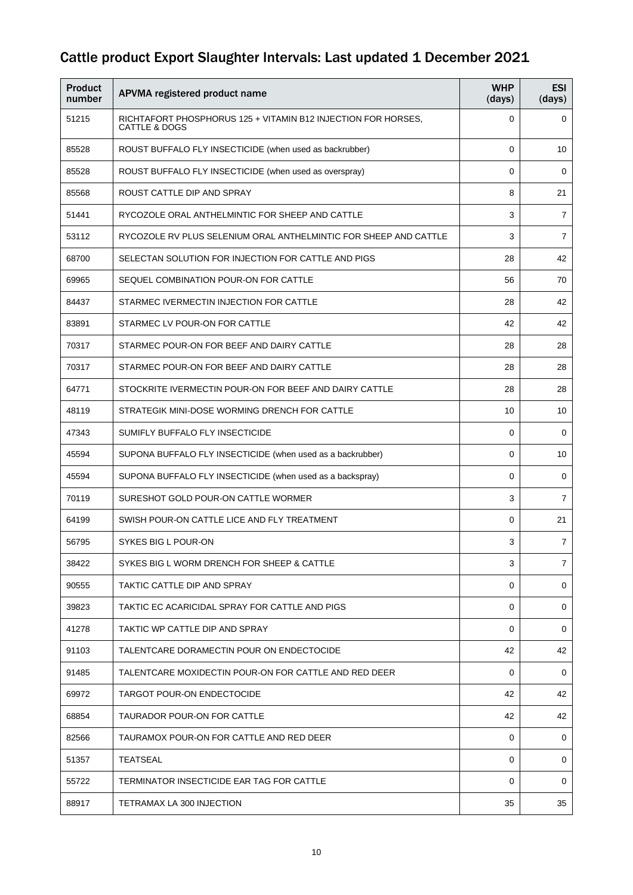# Cattle product Export Slaughter Intervals: Last updated 1 December 2021

| Product number | APVMA registered product name | WHP (days) | ESI (days) |
|---|---|---|---|
| 51215 | RICHTAFORT PHOSPHORUS 125 + VITAMIN B12 INJECTION FOR HORSES, CATTLE & DOGS | 0 | 0 |
| 85528 | ROUST BUFFALO FLY INSECTICIDE (when used as backrubber) | 0 | 10 |
| 85528 | ROUST BUFFALO FLY INSECTICIDE (when used as overspray) | 0 | 0 |
| 85568 | ROUST CATTLE DIP AND SPRAY | 8 | 21 |
| 51441 | RYCOZOLE ORAL ANTHELMINTIC FOR SHEEP AND CATTLE | 3 | 7 |
| 53112 | RYCOZOLE RV PLUS SELENIUM ORAL ANTHELMINTIC FOR SHEEP AND CATTLE | 3 | 7 |
| 68700 | SELECTAN SOLUTION FOR INJECTION FOR CATTLE AND PIGS | 28 | 42 |
| 69965 | SEQUEL COMBINATION POUR-ON FOR CATTLE | 56 | 70 |
| 84437 | STARMEC IVERMECTIN INJECTION FOR CATTLE | 28 | 42 |
| 83891 | STARMEC LV POUR-ON FOR CATTLE | 42 | 42 |
| 70317 | STARMEC POUR-ON FOR BEEF AND DAIRY CATTLE | 28 | 28 |
| 70317 | STARMEC POUR-ON FOR BEEF AND DAIRY CATTLE | 28 | 28 |
| 64771 | STOCKRITE IVERMECTIN POUR-ON FOR BEEF AND DAIRY CATTLE | 28 | 28 |
| 48119 | STRATEGIK MINI-DOSE WORMING DRENCH FOR CATTLE | 10 | 10 |
| 47343 | SUMIFLY BUFFALO FLY INSECTICIDE | 0 | 0 |
| 45594 | SUPONA BUFFALO FLY INSECTICIDE (when used as a backrubber) | 0 | 10 |
| 45594 | SUPONA BUFFALO FLY INSECTICIDE (when used as a backspray) | 0 | 0 |
| 70119 | SURESHOT GOLD POUR-ON CATTLE WORMER | 3 | 7 |
| 64199 | SWISH POUR-ON CATTLE LICE AND FLY TREATMENT | 0 | 21 |
| 56795 | SYKES BIG L POUR-ON | 3 | 7 |
| 38422 | SYKES BIG L WORM DRENCH FOR SHEEP & CATTLE | 3 | 7 |
| 90555 | TAKTIC CATTLE DIP AND SPRAY | 0 | 0 |
| 39823 | TAKTIC EC ACARICIDAL SPRAY FOR CATTLE AND PIGS | 0 | 0 |
| 41278 | TAKTIC WP CATTLE DIP AND SPRAY | 0 | 0 |
| 91103 | TALENTCARE DORAMECTIN POUR ON ENDECTOCIDE | 42 | 42 |
| 91485 | TALENTCARE MOXIDECTIN POUR-ON FOR CATTLE AND RED DEER | 0 | 0 |
| 69972 | TARGOT POUR-ON ENDECTOCIDE | 42 | 42 |
| 68854 | TAURADOR POUR-ON FOR CATTLE | 42 | 42 |
| 82566 | TAURAMOX POUR-ON FOR CATTLE AND RED DEER | 0 | 0 |
| 51357 | TEATSEAL | 0 | 0 |
| 55722 | TERMINATOR INSECTICIDE EAR TAG FOR CATTLE | 0 | 0 |
| 88917 | TETRAMAX LA 300 INJECTION | 35 | 35 |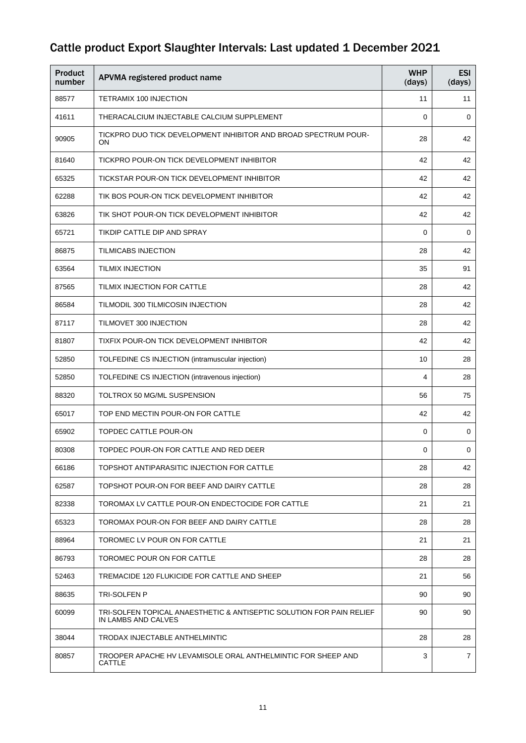## Cattle product Export Slaughter Intervals: Last updated 1 December 2021

| Product number | APVMA registered product name | WHP (days) | ESI (days) |
|---|---|---|---|
| 88577 | TETRAMIX 100 INJECTION | 11 | 11 |
| 41611 | THERACALCIUM INJECTABLE CALCIUM SUPPLEMENT | 0 | 0 |
| 90905 | TICKPRO DUO TICK DEVELOPMENT INHIBITOR AND BROAD SPECTRUM POUR-ON | 28 | 42 |
| 81640 | TICKPRO POUR-ON TICK DEVELOPMENT INHIBITOR | 42 | 42 |
| 65325 | TICKSTAR POUR-ON TICK DEVELOPMENT INHIBITOR | 42 | 42 |
| 62288 | TIK BOS POUR-ON TICK DEVELOPMENT INHIBITOR | 42 | 42 |
| 63826 | TIK SHOT POUR-ON TICK DEVELOPMENT INHIBITOR | 42 | 42 |
| 65721 | TIKDIP CATTLE DIP AND SPRAY | 0 | 0 |
| 86875 | TILMICABS INJECTION | 28 | 42 |
| 63564 | TILMIX INJECTION | 35 | 91 |
| 87565 | TILMIX INJECTION FOR CATTLE | 28 | 42 |
| 86584 | TILMODIL 300 TILMICOSIN INJECTION | 28 | 42 |
| 87117 | TILMOVET 300 INJECTION | 28 | 42 |
| 81807 | TIXFIX POUR-ON TICK DEVELOPMENT INHIBITOR | 42 | 42 |
| 52850 | TOLFEDINE CS INJECTION (intramuscular injection) | 10 | 28 |
| 52850 | TOLFEDINE CS INJECTION (intravenous injection) | 4 | 28 |
| 88320 | TOLTROX 50 MG/ML SUSPENSION | 56 | 75 |
| 65017 | TOP END MECTIN POUR-ON FOR CATTLE | 42 | 42 |
| 65902 | TOPDEC CATTLE POUR-ON | 0 | 0 |
| 80308 | TOPDEC POUR-ON FOR CATTLE AND RED DEER | 0 | 0 |
| 66186 | TOPSHOT ANTIPARASITIC INJECTION FOR CATTLE | 28 | 42 |
| 62587 | TOPSHOT POUR-ON FOR BEEF AND DAIRY CATTLE | 28 | 28 |
| 82338 | TOROMAX LV CATTLE POUR-ON ENDECTOCIDE FOR CATTLE | 21 | 21 |
| 65323 | TOROMAX POUR-ON FOR BEEF AND DAIRY CATTLE | 28 | 28 |
| 88964 | TOROMEC LV POUR ON FOR CATTLE | 21 | 21 |
| 86793 | TOROMEC POUR ON FOR CATTLE | 28 | 28 |
| 52463 | TREMACIDE 120 FLUKICIDE FOR CATTLE AND SHEEP | 21 | 56 |
| 88635 | TRI-SOLFEN P | 90 | 90 |
| 60099 | TRI-SOLFEN TOPICAL ANAESTHETIC & ANTISEPTIC SOLUTION FOR PAIN RELIEF IN LAMBS AND CALVES | 90 | 90 |
| 38044 | TRODAX INJECTABLE ANTHELMINTIC | 28 | 28 |
| 80857 | TROOPER APACHE HV LEVAMISOLE ORAL ANTHELMINTIC FOR SHEEP AND CATTLE | 3 | 7 |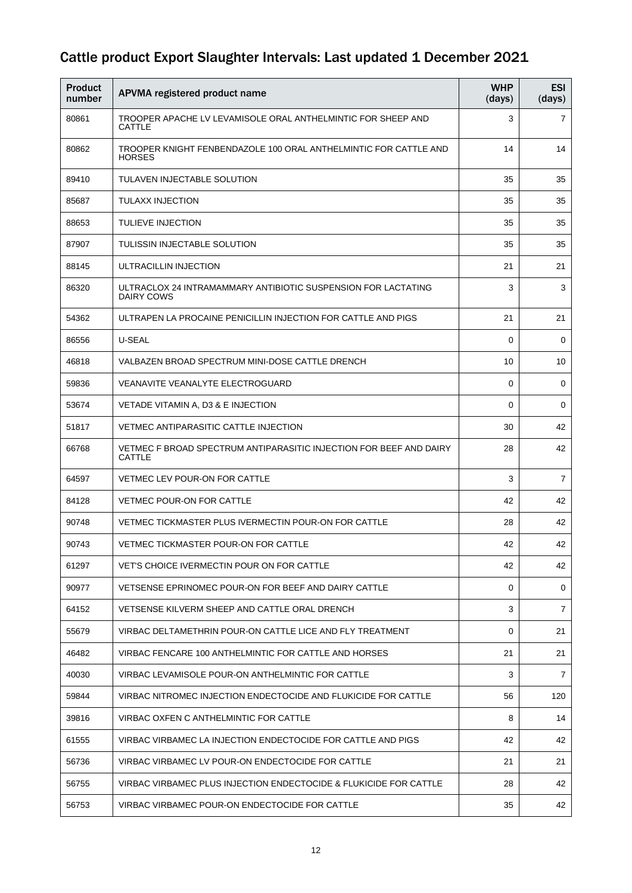## Cattle product Export Slaughter Intervals: Last updated 1 December 2021

| Product number | APVMA registered product name | WHP (days) | ESI (days) |
|---|---|---|---|
| 80861 | TROOPER APACHE LV LEVAMISOLE ORAL ANTHELMINTIC FOR SHEEP AND CATTLE | 3 | 7 |
| 80862 | TROOPER KNIGHT FENBENDAZOLE 100 ORAL ANTHELMINTIC FOR CATTLE AND HORSES | 14 | 14 |
| 89410 | TULAVEN INJECTABLE SOLUTION | 35 | 35 |
| 85687 | TULAXX INJECTION | 35 | 35 |
| 88653 | TULIEVE INJECTION | 35 | 35 |
| 87907 | TULISSIN INJECTABLE SOLUTION | 35 | 35 |
| 88145 | ULTRACILLIN INJECTION | 21 | 21 |
| 86320 | ULTRACLOX 24 INTRAMAMMARY ANTIBIOTIC SUSPENSION FOR LACTATING DAIRY COWS | 3 | 3 |
| 54362 | ULTRAPEN LA PROCAINE PENICILLIN INJECTION FOR CATTLE AND PIGS | 21 | 21 |
| 86556 | U-SEAL | 0 | 0 |
| 46818 | VALBAZEN BROAD SPECTRUM MINI-DOSE CATTLE DRENCH | 10 | 10 |
| 59836 | VEANAVITE VEANALYTE ELECTROGUARD | 0 | 0 |
| 53674 | VETADE VITAMIN A, D3 & E INJECTION | 0 | 0 |
| 51817 | VETMEC ANTIPARASITIC CATTLE INJECTION | 30 | 42 |
| 66768 | VETMEC F BROAD SPECTRUM ANTIPARASITIC INJECTION FOR BEEF AND DAIRY CATTLE | 28 | 42 |
| 64597 | VETMEC LEV POUR-ON FOR CATTLE | 3 | 7 |
| 84128 | VETMEC POUR-ON FOR CATTLE | 42 | 42 |
| 90748 | VETMEC TICKMASTER PLUS IVERMECTIN POUR-ON FOR CATTLE | 28 | 42 |
| 90743 | VETMEC TICKMASTER POUR-ON FOR CATTLE | 42 | 42 |
| 61297 | VET'S CHOICE IVERMECTIN POUR ON FOR CATTLE | 42 | 42 |
| 90977 | VETSENSE EPRINOMEC POUR-ON FOR BEEF AND DAIRY CATTLE | 0 | 0 |
| 64152 | VETSENSE KILVERM SHEEP AND CATTLE ORAL DRENCH | 3 | 7 |
| 55679 | VIRBAC DELTAMETHRIN POUR-ON CATTLE LICE AND FLY TREATMENT | 0 | 21 |
| 46482 | VIRBAC FENCARE 100 ANTHELMINTIC FOR CATTLE AND HORSES | 21 | 21 |
| 40030 | VIRBAC LEVAMISOLE POUR-ON ANTHELMINTIC FOR CATTLE | 3 | 7 |
| 59844 | VIRBAC NITROMEC INJECTION ENDECTOCIDE AND FLUKICIDE FOR CATTLE | 56 | 120 |
| 39816 | VIRBAC OXFEN C ANTHELMINTIC FOR CATTLE | 8 | 14 |
| 61555 | VIRBAC VIRBAMEC LA INJECTION ENDECTOCIDE FOR CATTLE AND PIGS | 42 | 42 |
| 56736 | VIRBAC VIRBAMEC LV POUR-ON ENDECTOCIDE FOR CATTLE | 21 | 21 |
| 56755 | VIRBAC VIRBAMEC PLUS INJECTION ENDECTOCIDE & FLUKICIDE FOR CATTLE | 28 | 42 |
| 56753 | VIRBAC VIRBAMEC POUR-ON ENDECTOCIDE FOR CATTLE | 35 | 42 |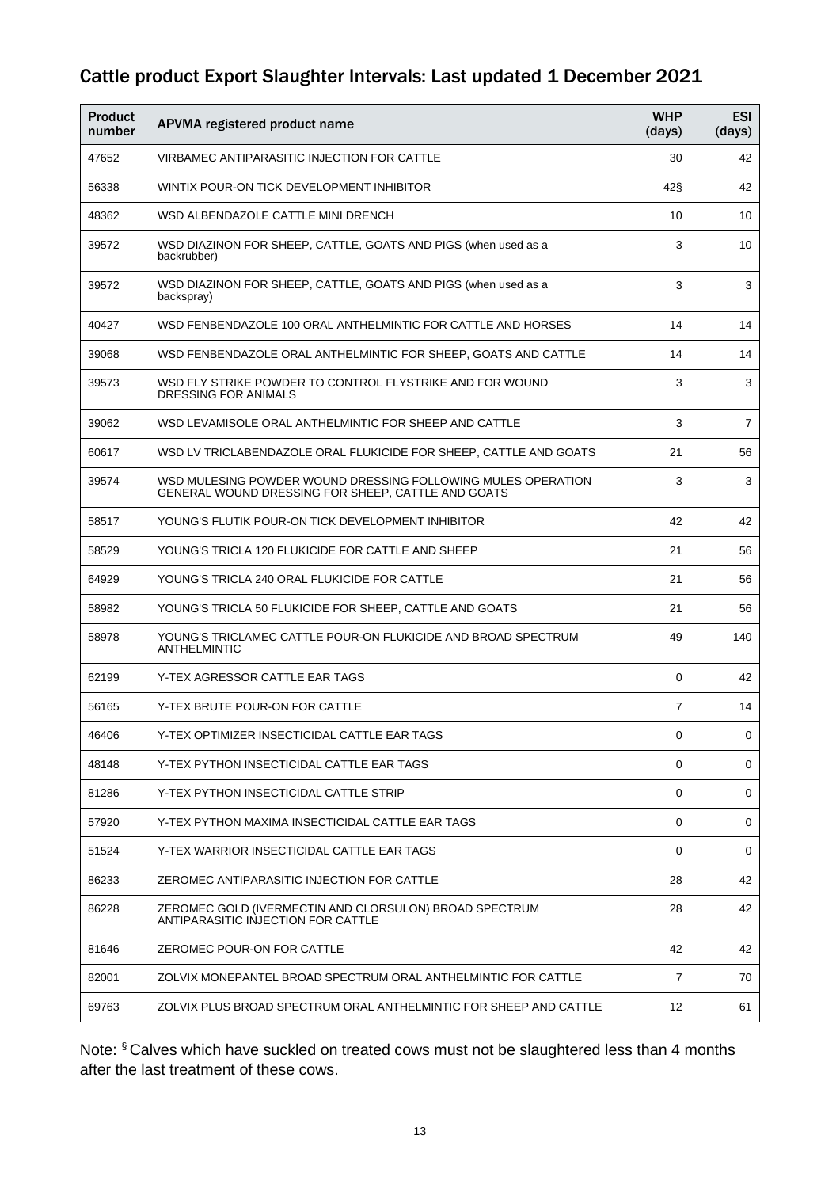## Cattle product Export Slaughter Intervals: Last updated 1 December 2021

| Product number | APVMA registered product name | WHP (days) | ESI (days) |
|---|---|---|---|
| 47652 | VIRBAMEC ANTIPARASITIC INJECTION FOR CATTLE | 30 | 42 |
| 56338 | WINTIX POUR-ON TICK DEVELOPMENT INHIBITOR | 42§ | 42 |
| 48362 | WSD ALBENDAZOLE CATTLE MINI DRENCH | 10 | 10 |
| 39572 | WSD DIAZINON FOR SHEEP, CATTLE, GOATS AND PIGS (when used as a backrubber) | 3 | 10 |
| 39572 | WSD DIAZINON FOR SHEEP, CATTLE, GOATS AND PIGS (when used as a backspray) | 3 | 3 |
| 40427 | WSD FENBENDAZOLE 100 ORAL ANTHELMINTIC FOR CATTLE AND HORSES | 14 | 14 |
| 39068 | WSD FENBENDAZOLE ORAL ANTHELMINTIC FOR SHEEP, GOATS AND CATTLE | 14 | 14 |
| 39573 | WSD FLY STRIKE POWDER TO CONTROL FLYSTRIKE AND FOR WOUND DRESSING FOR ANIMALS | 3 | 3 |
| 39062 | WSD LEVAMISOLE ORAL ANTHELMINTIC FOR SHEEP AND CATTLE | 3 | 7 |
| 60617 | WSD LV TRICLABENDAZOLE ORAL FLUKICIDE FOR SHEEP, CATTLE AND GOATS | 21 | 56 |
| 39574 | WSD MULESING POWDER WOUND DRESSING FOLLOWING MULES OPERATION GENERAL WOUND DRESSING FOR SHEEP, CATTLE AND GOATS | 3 | 3 |
| 58517 | YOUNG'S FLUTIK POUR-ON TICK DEVELOPMENT INHIBITOR | 42 | 42 |
| 58529 | YOUNG'S TRICLA 120 FLUKICIDE FOR CATTLE AND SHEEP | 21 | 56 |
| 64929 | YOUNG'S TRICLA 240 ORAL FLUKICIDE FOR CATTLE | 21 | 56 |
| 58982 | YOUNG'S TRICLA 50 FLUKICIDE FOR SHEEP, CATTLE AND GOATS | 21 | 56 |
| 58978 | YOUNG'S TRICLAMEC CATTLE POUR-ON FLUKICIDE AND BROAD SPECTRUM ANTHELMINTIC | 49 | 140 |
| 62199 | Y-TEX AGRESSOR CATTLE EAR TAGS | 0 | 42 |
| 56165 | Y-TEX BRUTE POUR-ON FOR CATTLE | 7 | 14 |
| 46406 | Y-TEX OPTIMIZER INSECTICIDAL CATTLE EAR TAGS | 0 | 0 |
| 48148 | Y-TEX PYTHON INSECTICIDAL CATTLE EAR TAGS | 0 | 0 |
| 81286 | Y-TEX PYTHON INSECTICIDAL CATTLE STRIP | 0 | 0 |
| 57920 | Y-TEX PYTHON MAXIMA INSECTICIDAL CATTLE EAR TAGS | 0 | 0 |
| 51524 | Y-TEX WARRIOR INSECTICIDAL CATTLE EAR TAGS | 0 | 0 |
| 86233 | ZEROMEC ANTIPARASITIC INJECTION FOR CATTLE | 28 | 42 |
| 86228 | ZEROMEC GOLD (IVERMECTIN AND CLORSULON) BROAD SPECTRUM ANTIPARASITIC INJECTION FOR CATTLE | 28 | 42 |
| 81646 | ZEROMEC POUR-ON FOR CATTLE | 42 | 42 |
| 82001 | ZOLVIX MONEPANTEL BROAD SPECTRUM ORAL ANTHELMINTIC FOR CATTLE | 7 | 70 |
| 69763 | ZOLVIX PLUS BROAD SPECTRUM ORAL ANTHELMINTIC FOR SHEEP AND CATTLE | 12 | 61 |

Note: § Calves which have suckled on treated cows must not be slaughtered less than 4 months after the last treatment of these cows.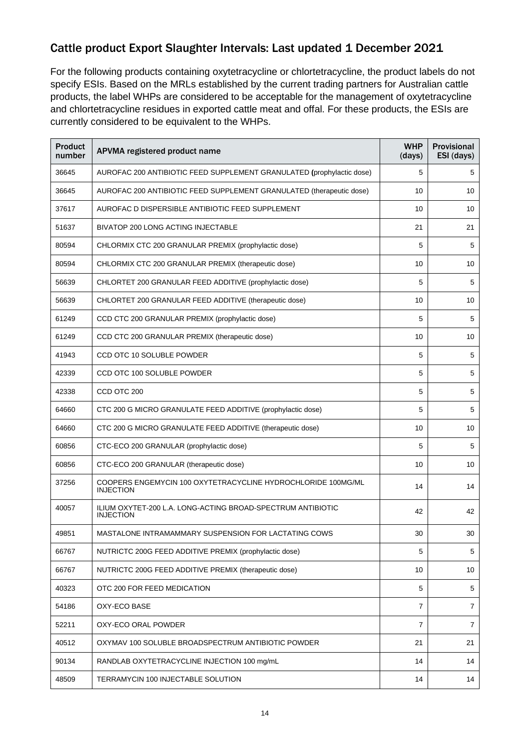## Cattle product Export Slaughter Intervals: Last updated 1 December 2021

For the following products containing oxytetracycline or chlortetracycline, the product labels do not specify ESIs. Based on the MRLs established by the current trading partners for Australian cattle products, the label WHPs are considered to be acceptable for the management of oxytetracycline and chlortetracycline residues in exported cattle meat and offal. For these products, the ESIs are currently considered to be equivalent to the WHPs.

| Product number | APVMA registered product name | WHP (days) | Provisional ESI (days) |
|---|---|---|---|
| 36645 | AUROFAC 200 ANTIBIOTIC FEED SUPPLEMENT GRANULATED (prophylactic dose) | 5 | 5 |
| 36645 | AUROFAC 200 ANTIBIOTIC FEED SUPPLEMENT GRANULATED (therapeutic dose) | 10 | 10 |
| 37617 | AUROFAC D DISPERSIBLE ANTIBIOTIC FEED SUPPLEMENT | 10 | 10 |
| 51637 | BIVATOP 200 LONG ACTING INJECTABLE | 21 | 21 |
| 80594 | CHLORMIX CTC 200 GRANULAR PREMIX (prophylactic dose) | 5 | 5 |
| 80594 | CHLORMIX CTC 200 GRANULAR PREMIX (therapeutic dose) | 10 | 10 |
| 56639 | CHLORTET 200 GRANULAR FEED ADDITIVE (prophylactic dose) | 5 | 5 |
| 56639 | CHLORTET 200 GRANULAR FEED ADDITIVE (therapeutic dose) | 10 | 10 |
| 61249 | CCD CTC 200 GRANULAR PREMIX (prophylactic dose) | 5 | 5 |
| 61249 | CCD CTC 200 GRANULAR PREMIX (therapeutic dose) | 10 | 10 |
| 41943 | CCD OTC 10 SOLUBLE POWDER | 5 | 5 |
| 42339 | CCD OTC 100 SOLUBLE POWDER | 5 | 5 |
| 42338 | CCD OTC 200 | 5 | 5 |
| 64660 | CTC 200 G MICRO GRANULATE FEED ADDITIVE (prophylactic dose) | 5 | 5 |
| 64660 | CTC 200 G MICRO GRANULATE FEED ADDITIVE (therapeutic dose) | 10 | 10 |
| 60856 | CTC-ECO 200 GRANULAR (prophylactic dose) | 5 | 5 |
| 60856 | CTC-ECO 200 GRANULAR (therapeutic dose) | 10 | 10 |
| 37256 | COOPERS ENGEMYCIN 100 OXYTETRACYCLINE HYDROCHLORIDE 100MG/ML INJECTION | 14 | 14 |
| 40057 | ILIUM OXYTET-200 L.A. LONG-ACTING BROAD-SPECTRUM ANTIBIOTIC INJECTION | 42 | 42 |
| 49851 | MASTALONE INTRAMAMMARY SUSPENSION FOR LACTATING COWS | 30 | 30 |
| 66767 | NUTRICTC 200G FEED ADDITIVE PREMIX (prophylactic dose) | 5 | 5 |
| 66767 | NUTRICTC 200G FEED ADDITIVE PREMIX (therapeutic dose) | 10 | 10 |
| 40323 | OTC 200 FOR FEED MEDICATION | 5 | 5 |
| 54186 | OXY-ECO BASE | 7 | 7 |
| 52211 | OXY-ECO ORAL POWDER | 7 | 7 |
| 40512 | OXYMAV 100 SOLUBLE BROADSPECTRUM ANTIBIOTIC POWDER | 21 | 21 |
| 90134 | RANDLAB OXYTETRACYCLINE INJECTION 100 mg/mL | 14 | 14 |
| 48509 | TERRAMYCIN 100 INJECTABLE SOLUTION | 14 | 14 |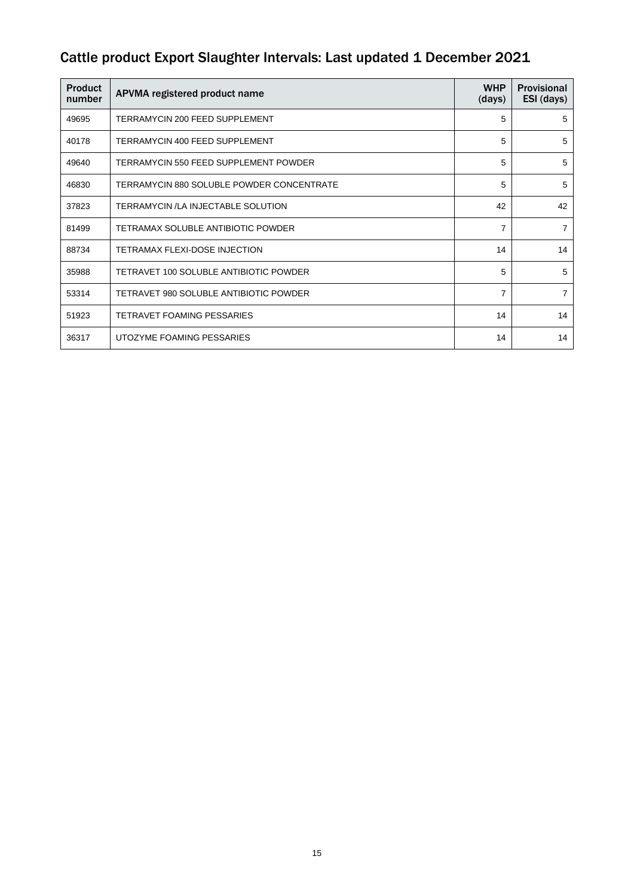# Cattle product Export Slaughter Intervals: Last updated 1 December 2021

| Product number | APVMA registered product name | WHP (days) | Provisional ESI (days) |
|---|---|---|---|
| 49695 | TERRAMYCIN 200 FEED SUPPLEMENT | 5 | 5 |
| 40178 | TERRAMYCIN 400 FEED SUPPLEMENT | 5 | 5 |
| 49640 | TERRAMYCIN 550 FEED SUPPLEMENT POWDER | 5 | 5 |
| 46830 | TERRAMYCIN 880 SOLUBLE POWDER CONCENTRATE | 5 | 5 |
| 37823 | TERRAMYCIN /LA INJECTABLE SOLUTION | 42 | 42 |
| 81499 | TETRAMAX SOLUBLE ANTIBIOTIC POWDER | 7 | 7 |
| 88734 | TETRAMAX FLEXI-DOSE INJECTION | 14 | 14 |
| 35988 | TETRAVET 100 SOLUBLE ANTIBIOTIC POWDER | 5 | 5 |
| 53314 | TETRAVET 980 SOLUBLE ANTIBIOTIC POWDER | 7 | 7 |
| 51923 | TETRAVET FOAMING PESSARIES | 14 | 14 |
| 36317 | UTOZYME FOAMING PESSARIES | 14 | 14 |